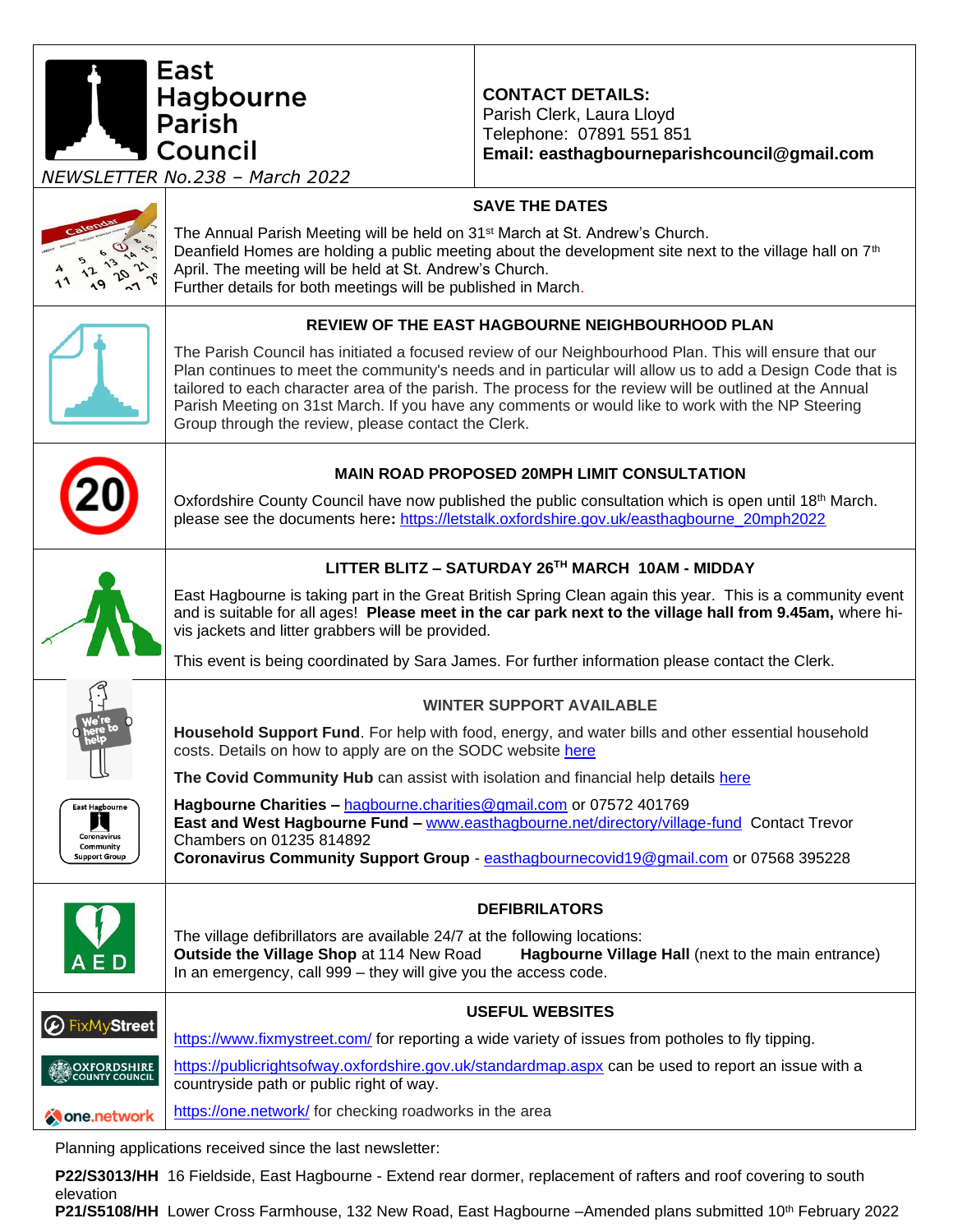# East Hagbourne Parish Council

*NEWSLETTER No.238 – March 2022*

**CONTACT DETAILS:**
Parish Clerk, Laura Lloyd
Telephone: 07891 551 851
**Email: easthagbourneparishcouncil@gmail.com**

## SAVE THE DATES

The Annual Parish Meeting will be held on 31st March at St. Andrew's Church.
Deanfield Homes are holding a public meeting about the development site next to the village hall on 7th April. The meeting will be held at St. Andrew's Church.
Further details for both meetings will be published in March.

## REVIEW OF THE EAST HAGBOURNE NEIGHBOURHOOD PLAN

The Parish Council has initiated a focused review of our Neighbourhood Plan. This will ensure that our Plan continues to meet the community's needs and in particular will allow us to add a Design Code that is tailored to each character area of the parish. The process for the review will be outlined at the Annual Parish Meeting on 31st March. If you have any comments or would like to work with the NP Steering Group through the review, please contact the Clerk.

## MAIN ROAD PROPOSED 20MPH LIMIT CONSULTATION

Oxfordshire County Council have now published the public consultation which is open until 18th March. please see the documents here**:** https://letstalk.oxfordshire.gov.uk/easthagbourne_20mph2022

## LITTER BLITZ – SATURDAY 26TH MARCH 10AM - MIDDAY

East Hagbourne is taking part in the Great British Spring Clean again this year. This is a community event and is suitable for all ages! **Please meet in the car park next to the village hall from 9.45am,** where hi-vis jackets and litter grabbers will be provided.

This event is being coordinated by Sara James. For further information please contact the Clerk.

## WINTER SUPPORT AVAILABLE

**Household Support Fund**. For help with food, energy, and water bills and other essential household costs. Details on how to apply are on the SODC website here

**The Covid Community Hub** can assist with isolation and financial help details here

**Hagbourne Charities –** hagbourne.charities@gmail.com or 07572 401769
**East and West Hagbourne Fund –** www.easthagbourne.net/directory/village-fund Contact Trevor Chambers on 01235 814892
**Coronavirus Community Support Group** - easthagbournecovid19@gmail.com or 07568 395228

## DEFIBRILATORS

The village defibrillators are available 24/7 at the following locations:
**Outside the Village Shop** at 114 New Road **Hagbourne Village Hall** (next to the main entrance)
In an emergency, call 999 – they will give you the access code.

## USEFUL WEBSITES

https://www.fixmystreet.com/ for reporting a wide variety of issues from potholes to fly tipping.

https://publicrightsofway.oxfordshire.gov.uk/standardmap.aspx can be used to report an issue with a countryside path or public right of way.

https://one.network/ for checking roadworks in the area

Planning applications received since the last newsletter:

**P22/S3013/HH** 16 Fieldside, East Hagbourne - Extend rear dormer, replacement of rafters and roof covering to south elevation
**P21/S5108/HH** Lower Cross Farmhouse, 132 New Road, East Hagbourne –Amended plans submitted 10th February 2022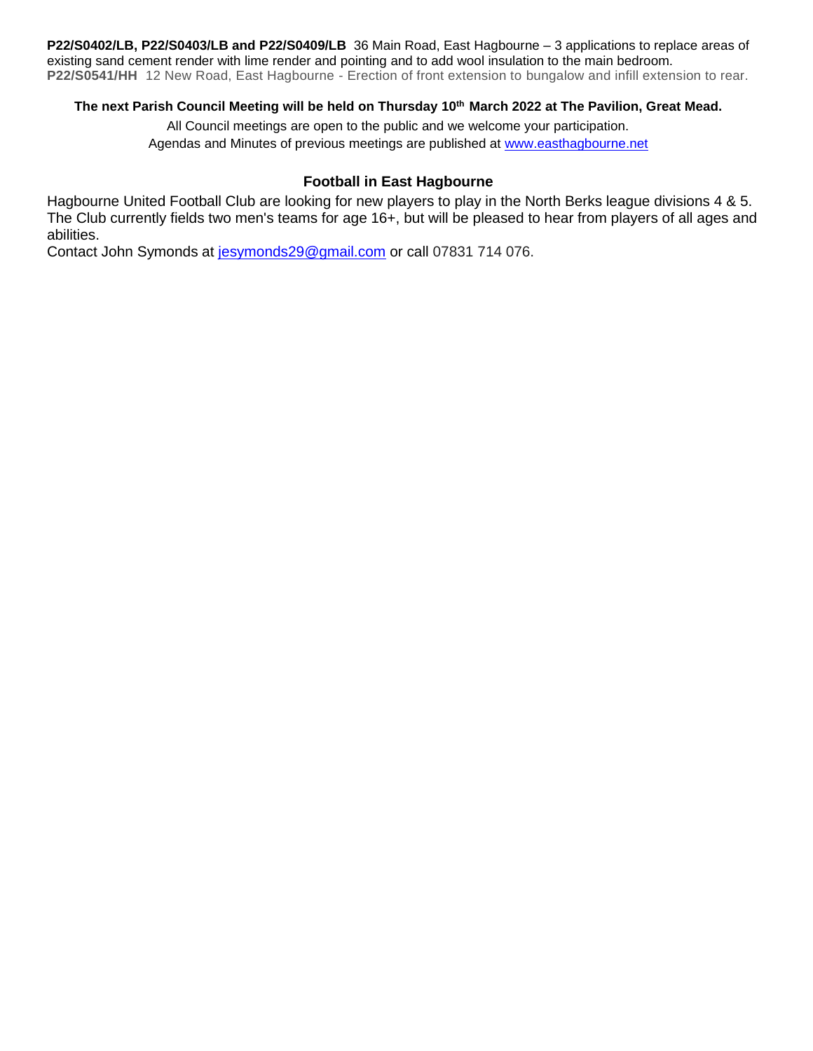**P22/S0402/LB, P22/S0403/LB and P22/S0409/LB** 36 Main Road, East Hagbourne – 3 applications to replace areas of existing sand cement render with lime render and pointing and to add wool insulation to the main bedroom.
**P22/S0541/HH** 12 New Road, East Hagbourne - Erection of front extension to bungalow and infill extension to rear.

**The next Parish Council Meeting will be held on Thursday 10th March 2022 at The Pavilion, Great Mead.**

All Council meetings are open to the public and we welcome your participation.
Agendas and Minutes of previous meetings are published at www.easthagbourne.net

### Football in East Hagbourne

Hagbourne United Football Club are looking for new players to play in the North Berks league divisions 4 & 5. The Club currently fields two men's teams for age 16+, but will be pleased to hear from players of all ages and abilities.
Contact John Symonds at jesymonds29@gmail.com or call 07831 714 076.